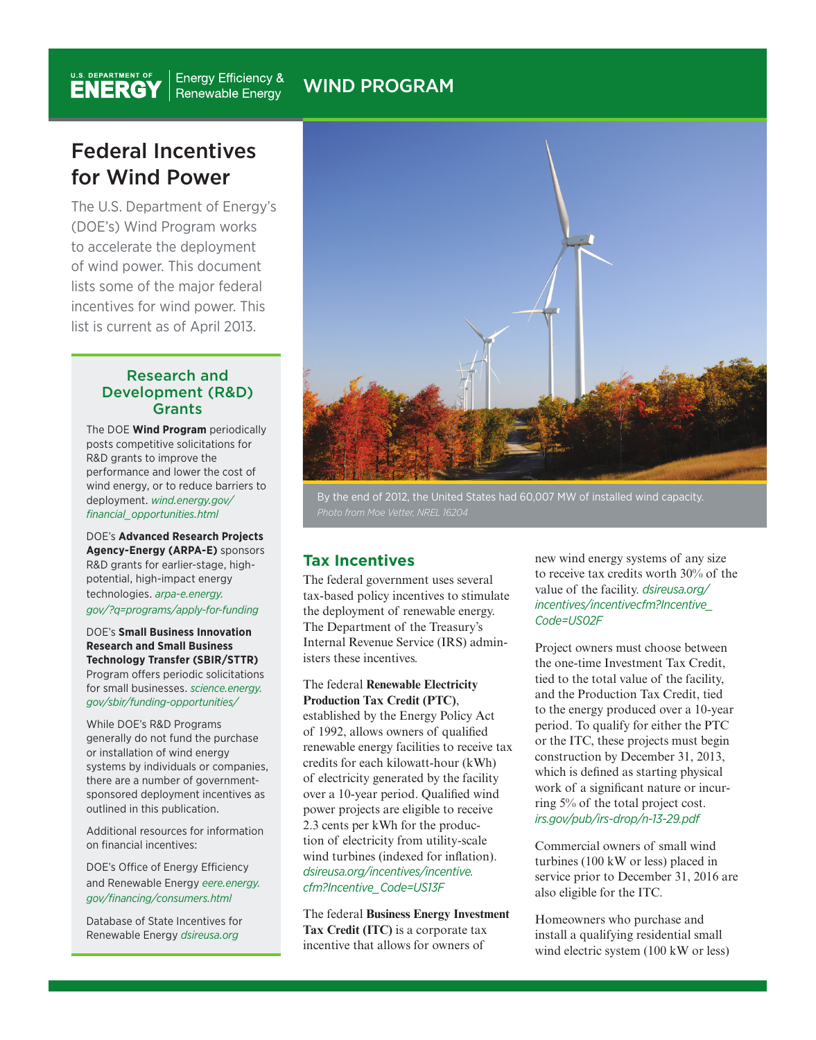U.S. DEPARTMENT OF ENERGY | Energy Efficiency & Renewable Energy

WIND PROGRAM

# Federal Incentives for Wind Power

The U.S. Department of Energy's (DOE's) Wind Program works to accelerate the deployment of wind power. This document lists some of the major federal incentives for wind power. This list is current as of April 2013.

## Research and Development (R&D) Grants

The DOE **Wind Program** periodically posts competitive solicitations for R&D grants to improve the performance and lower the cost of wind energy, or to reduce barriers to deployment. *wind.energy.gov/financial_opportunities.html*

DOE's **Advanced Research Projects Agency-Energy (ARPA-E)** sponsors R&D grants for earlier-stage, high-potential, high-impact energy technologies. *arpa-e.energy.gov/?q=programs/apply-for-funding*

DOE's **Small Business Innovation Research and Small Business Technology Transfer (SBIR/STTR)** Program offers periodic solicitations for small businesses. *science.energy.gov/sbir/funding-opportunities/*

While DOE's R&D Programs generally do not fund the purchase or installation of wind energy systems by individuals or companies, there are a number of government-sponsored deployment incentives as outlined in this publication.

Additional resources for information on financial incentives:

DOE's Office of Energy Efficiency and Renewable Energy *eere.energy.gov/financing/consumers.html*

Database of State Incentives for Renewable Energy *dsireusa.org*

By the end of 2012, the United States had 60,007 MW of installed wind capacity.
*Photo from Moe Vetter, NREL 16204*

## Tax Incentives

The federal government uses several tax-based policy incentives to stimulate the deployment of renewable energy. The Department of the Treasury's Internal Revenue Service (IRS) administers these incentives.

The federal **Renewable Electricity Production Tax Credit (PTC)**, established by the Energy Policy Act of 1992, allows owners of qualified renewable energy facilities to receive tax credits for each kilowatt-hour (kWh) of electricity generated by the facility over a 10-year period. Qualified wind power projects are eligible to receive 2.3 cents per kWh for the production of electricity from utility-scale wind turbines (indexed for inflation). *dsireusa.org/incentives/incentive.cfm?Incentive_Code=US13F*

The federal **Business Energy Investment Tax Credit (ITC)** is a corporate tax incentive that allows for owners of new wind energy systems of any size to receive tax credits worth 30% of the value of the facility. *dsireusa.org/incentives/incentivecfm?Incentive_Code=US02F*

Project owners must choose between the one-time Investment Tax Credit, tied to the total value of the facility, and the Production Tax Credit, tied to the energy produced over a 10-year period. To qualify for either the PTC or the ITC, these projects must begin construction by December 31, 2013, which is defined as starting physical work of a significant nature or incurring 5% of the total project cost. *irs.gov/pub/irs-drop/n-13-29.pdf*

Commercial owners of small wind turbines (100 kW or less) placed in service prior to December 31, 2016 are also eligible for the ITC.

Homeowners who purchase and install a qualifying residential small wind electric system (100 kW or less)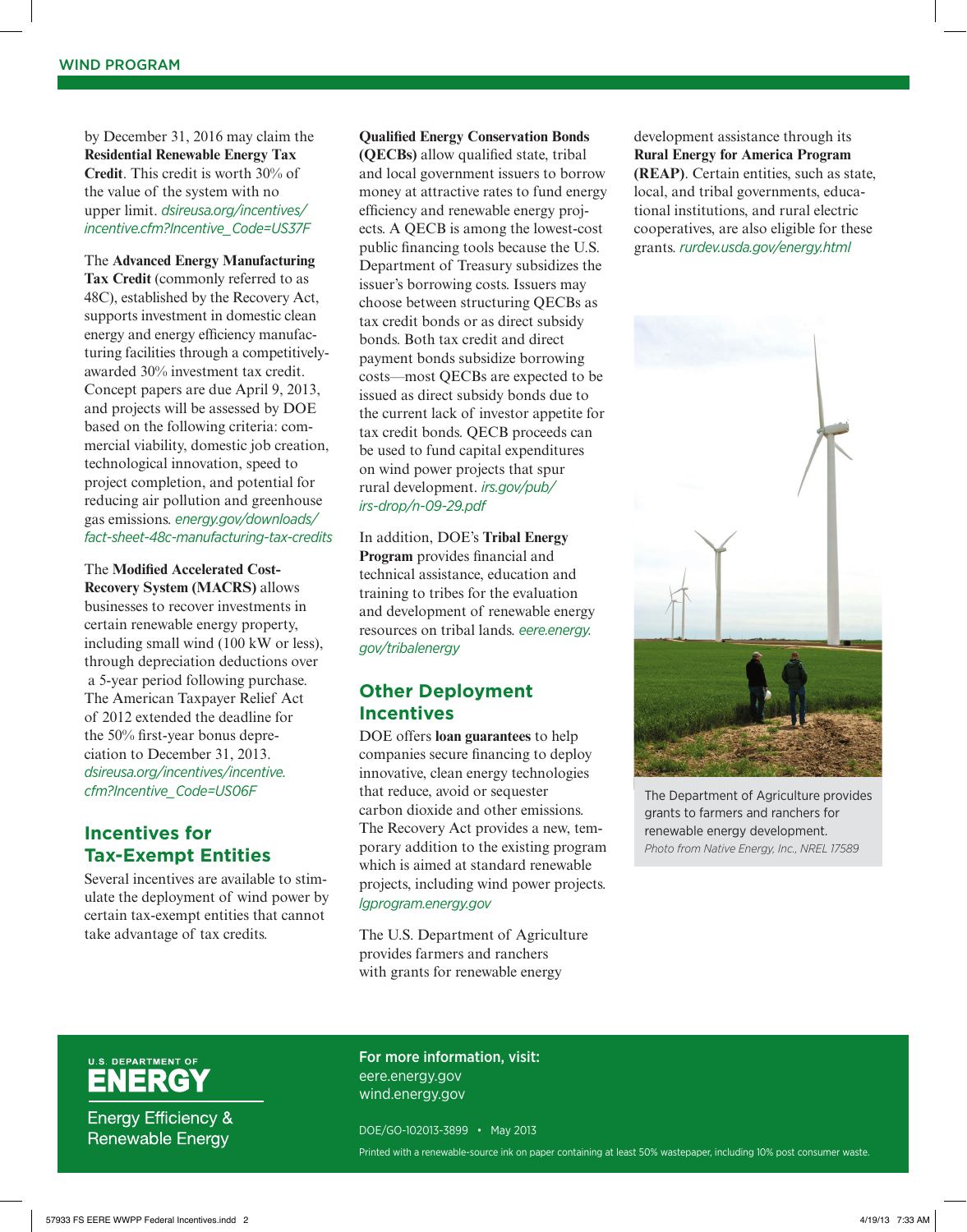by December 31, 2016 may claim the **Residential Renewable Energy Tax Credit**. This credit is worth 30% of the value of the system with no upper limit. *dsireusa.org/incentives/incentive.cfm?Incentive_Code=US37F*

The **Advanced Energy Manufacturing Tax Credit** (commonly referred to as 48C), established by the Recovery Act, supports investment in domestic clean energy and energy efficiency manufacturing facilities through a competitively-awarded 30% investment tax credit. Concept papers are due April 9, 2013, and projects will be assessed by DOE based on the following criteria: commercial viability, domestic job creation, technological innovation, speed to project completion, and potential for reducing air pollution and greenhouse gas emissions. *energy.gov/downloads/fact-sheet-48c-manufacturing-tax-credits*

The **Modified Accelerated Cost-Recovery System (MACRS)** allows businesses to recover investments in certain renewable energy property, including small wind (100 kW or less), through depreciation deductions over a 5-year period following purchase. The American Taxpayer Relief Act of 2012 extended the deadline for the 50% first-year bonus depreciation to December 31, 2013. *dsireusa.org/incentives/incentive.cfm?Incentive_Code=US06F*

## Incentives for Tax-Exempt Entities

Several incentives are available to stimulate the deployment of wind power by certain tax-exempt entities that cannot take advantage of tax credits.

**Qualified Energy Conservation Bonds (QECBs)** allow qualified state, tribal and local government issuers to borrow money at attractive rates to fund energy efficiency and renewable energy projects. A QECB is among the lowest-cost public financing tools because the U.S. Department of Treasury subsidizes the issuer's borrowing costs. Issuers may choose between structuring QECBs as tax credit bonds or as direct subsidy bonds. Both tax credit and direct payment bonds subsidize borrowing costs—most QECBs are expected to be issued as direct subsidy bonds due to the current lack of investor appetite for tax credit bonds. QECB proceeds can be used to fund capital expenditures on wind power projects that spur rural development. *irs.gov/pub/irs-drop/n-09-29.pdf*

In addition, DOE's **Tribal Energy Program** provides financial and technical assistance, education and training to tribes for the evaluation and development of renewable energy resources on tribal lands. *eere.energy.gov/tribalenergy*

## Other Deployment Incentives

DOE offers **loan guarantees** to help companies secure financing to deploy innovative, clean energy technologies that reduce, avoid or sequester carbon dioxide and other emissions. The Recovery Act provides a new, temporary addition to the existing program which is aimed at standard renewable projects, including wind power projects. *lgprogram.energy.gov*

The U.S. Department of Agriculture provides farmers and ranchers with grants for renewable energy development assistance through its **Rural Energy for America Program (REAP)**. Certain entities, such as state, local, and tribal governments, educational institutions, and rural electric cooperatives, are also eligible for these grants. *rurdev.usda.gov/energy.html*

The Department of Agriculture provides grants to farmers and ranchers for renewable energy development.
*Photo from Native Energy, Inc., NREL 17589*

U.S. DEPARTMENT OF ENERGY
Energy Efficiency & Renewable Energy

**For more information, visit:**
eere.energy.gov
wind.energy.gov

DOE/GO-102013-3899 • May 2013

Printed with a renewable-source ink on paper containing at least 50% wastepaper, including 10% post consumer waste.